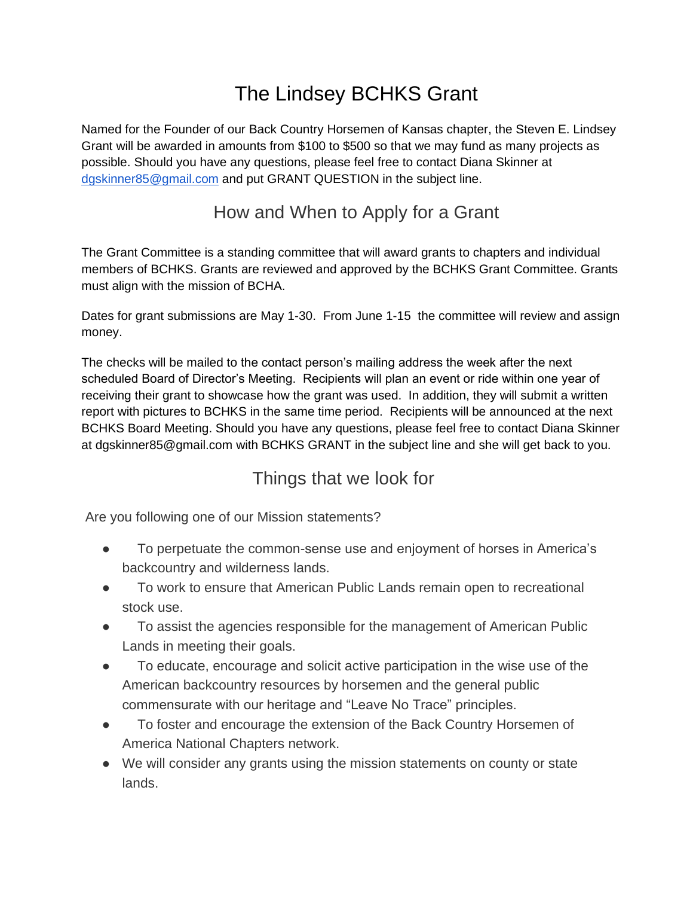# The Lindsey BCHKS Grant

Named for the Founder of our Back Country Horsemen of Kansas chapter, the Steven E. Lindsey Grant will be awarded in amounts from $100 to $500 so that we may fund as many projects as possible. Should you have any questions, please feel free to contact Diana Skinner at dgskinner85@gmail.com and put GRANT QUESTION in the subject line.

## How and When to Apply for a Grant

The Grant Committee is a standing committee that will award grants to chapters and individual members of BCHKS. Grants are reviewed and approved by the BCHKS Grant Committee. Grants must align with the mission of BCHA.

Dates for grant submissions are May 1-30. From June 1-15 the committee will review and assign money.

The checks will be mailed to the contact person's mailing address the week after the next scheduled Board of Director's Meeting. Recipients will plan an event or ride within one year of receiving their grant to showcase how the grant was used. In addition, they will submit a written report with pictures to BCHKS in the same time period. Recipients will be announced at the next BCHKS Board Meeting. Should you have any questions, please feel free to contact Diana Skinner at dgskinner85@gmail.com with BCHKS GRANT in the subject line and she will get back to you.

## Things that we look for

Are you following one of our Mission statements?

- To perpetuate the common-sense use and enjoyment of horses in America's backcountry and wilderness lands.
- To work to ensure that American Public Lands remain open to recreational stock use.
- To assist the agencies responsible for the management of American Public Lands in meeting their goals.
- To educate, encourage and solicit active participation in the wise use of the American backcountry resources by horsemen and the general public commensurate with our heritage and "Leave No Trace" principles.
- To foster and encourage the extension of the Back Country Horsemen of America National Chapters network.
- We will consider any grants using the mission statements on county or state lands.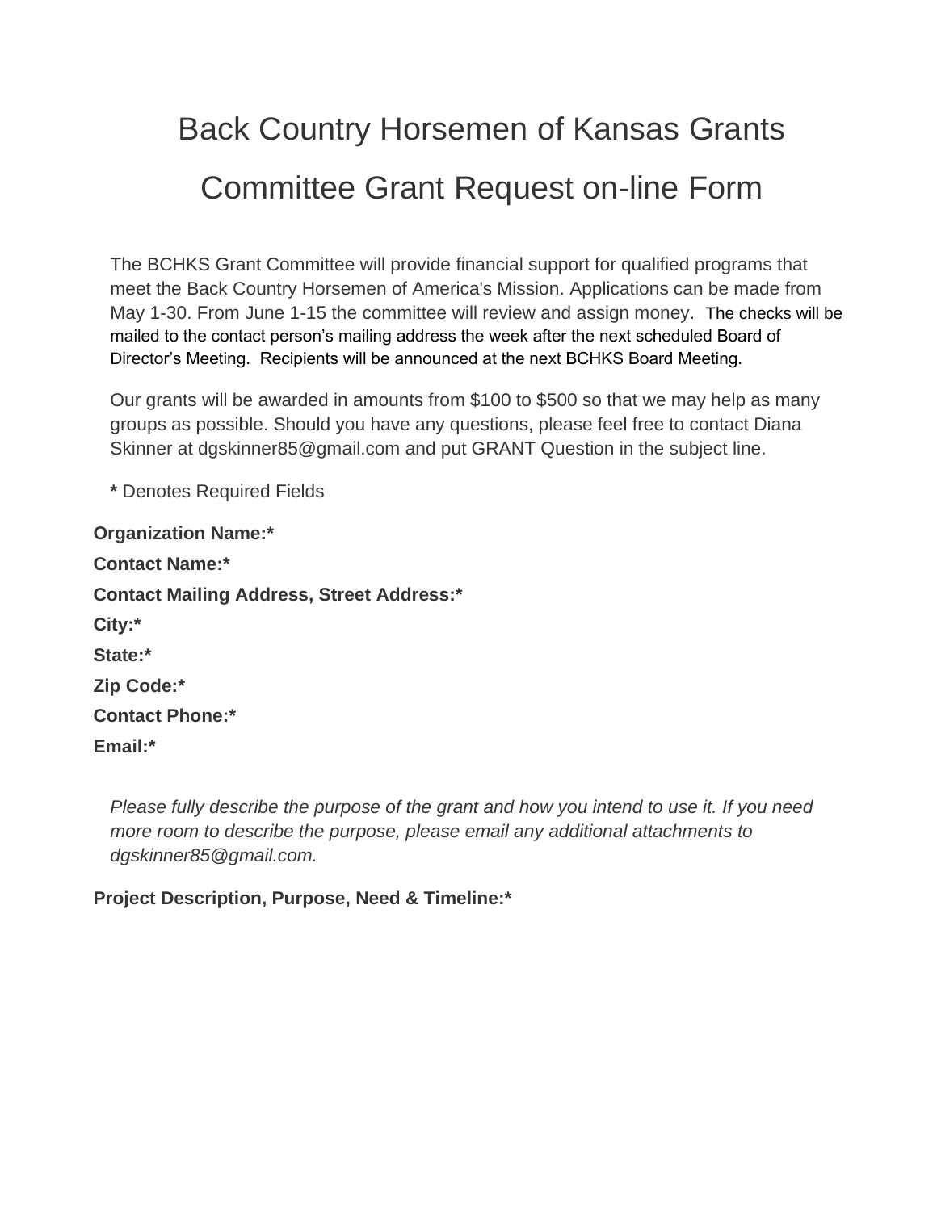# Back Country Horsemen of Kansas Grants Committee Grant Request on-line Form

The BCHKS Grant Committee will provide financial support for qualified programs that meet the Back Country Horsemen of America's Mission. Applications can be made from May 1-30. From June 1-15 the committee will review and assign money. The checks will be mailed to the contact person's mailing address the week after the next scheduled Board of Director's Meeting. Recipients will be announced at the next BCHKS Board Meeting.

Our grants will be awarded in amounts from $100 to $500 so that we may help as many groups as possible. Should you have any questions, please feel free to contact Diana Skinner at dgskinner85@gmail.com and put GRANT Question in the subject line.

**\*** Denotes Required Fields

**Organization Name:\***

**Contact Name:\***

**Contact Mailing Address, Street Address:\***

**City:\***

**State:\***

**Zip Code:\***

**Contact Phone:\***

**Email:\***

*Please fully describe the purpose of the grant and how you intend to use it. If you need more room to describe the purpose, please email any additional attachments to dgskinner85@gmail.com.*

**Project Description, Purpose, Need & Timeline:\***